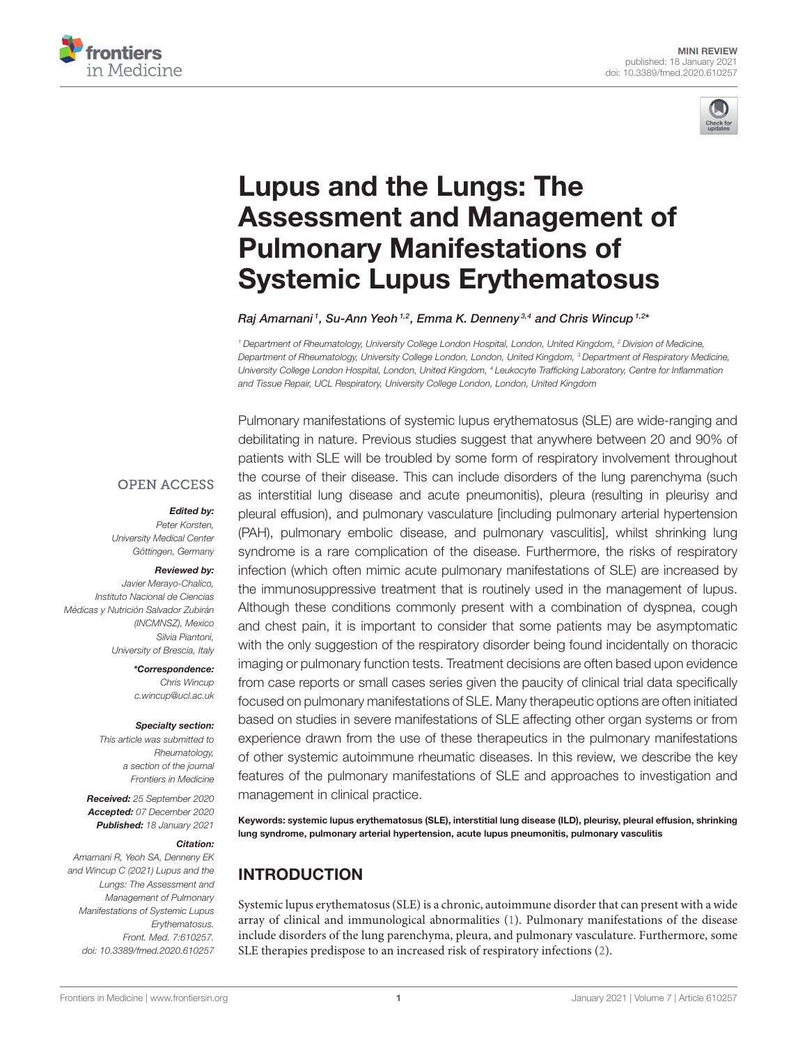MINI REVIEW
published: 18 January 2021
doi: 10.3389/fmed.2020.610257

# Lupus and the Lungs: The Assessment and Management of Pulmonary Manifestations of Systemic Lupus Erythematosus

*Raj Amarnani [1], Su-Ann Yeoh [1,2], Emma K. Denneny [3,4] and Chris Wincup [1,2]\**

[1] Department of Rheumatology, University College London Hospital, London, United Kingdom, [2] Division of Medicine, Department of Rheumatology, University College London, London, United Kingdom, [3] Department of Respiratory Medicine, University College London Hospital, London, United Kingdom, [4] Leukocyte Trafficking Laboratory, Centre for Inflammation and Tissue Repair, UCL Respiratory, University College London, London, United Kingdom

Pulmonary manifestations of systemic lupus erythematosus (SLE) are wide-ranging and debilitating in nature. Previous studies suggest that anywhere between 20 and 90% of patients with SLE will be troubled by some form of respiratory involvement throughout the course of their disease. This can include disorders of the lung parenchyma (such as interstitial lung disease and acute pneumonitis), pleura (resulting in pleurisy and pleural effusion), and pulmonary vasculature [including pulmonary arterial hypertension (PAH), pulmonary embolic disease, and pulmonary vasculitis], whilst shrinking lung syndrome is a rare complication of the disease. Furthermore, the risks of respiratory infection (which often mimic acute pulmonary manifestations of SLE) are increased by the immunosuppressive treatment that is routinely used in the management of lupus. Although these conditions commonly present with a combination of dyspnea, cough and chest pain, it is important to consider that some patients may be asymptomatic with the only suggestion of the respiratory disorder being found incidentally on thoracic imaging or pulmonary function tests. Treatment decisions are often based upon evidence from case reports or small cases series given the paucity of clinical trial data specifically focused on pulmonary manifestations of SLE. Many therapeutic options are often initiated based on studies in severe manifestations of SLE affecting other organ systems or from experience drawn from the use of these therapeutics in the pulmonary manifestations of other systemic autoimmune rheumatic diseases. In this review, we describe the key features of the pulmonary manifestations of SLE and approaches to investigation and management in clinical practice.

**Keywords: systemic lupus erythematosus (SLE), interstitial lung disease (ILD), pleurisy, pleural effusion, shrinking lung syndrome, pulmonary arterial hypertension, acute lupus pneumonitis, pulmonary vasculitis**

OPEN ACCESS

***Edited by:***
*Peter Korsten, University Medical Center Göttingen, Germany*

***Reviewed by:***
*Javier Merayo-Chalico, Instituto Nacional de Ciencias Médicas y Nutrición Salvador Zubirán (INCMNSZ), Mexico*
*Silvia Piantoni, University of Brescia, Italy*

***\*Correspondence:***
*Chris Wincup*
*c.wincup@ucl.ac.uk*

***Specialty section:***
*This article was submitted to Rheumatology, a section of the journal Frontiers in Medicine*

***Received:*** *25 September 2020*
***Accepted:*** *07 December 2020*
***Published:*** *18 January 2021*

***Citation:***
*Amarnani R, Yeoh SA, Denneny EK and Wincup C (2021) Lupus and the Lungs: The Assessment and Management of Pulmonary Manifestations of Systemic Lupus Erythematosus. Front. Med. 7:610257. doi: 10.3389/fmed.2020.610257*

## INTRODUCTION

Systemic lupus erythematosus (SLE) is a chronic, autoimmune disorder that can present with a wide array of clinical and immunological abnormalities (1). Pulmonary manifestations of the disease include disorders of the lung parenchyma, pleura, and pulmonary vasculature. Furthermore, some SLE therapies predispose to an increased risk of respiratory infections (2).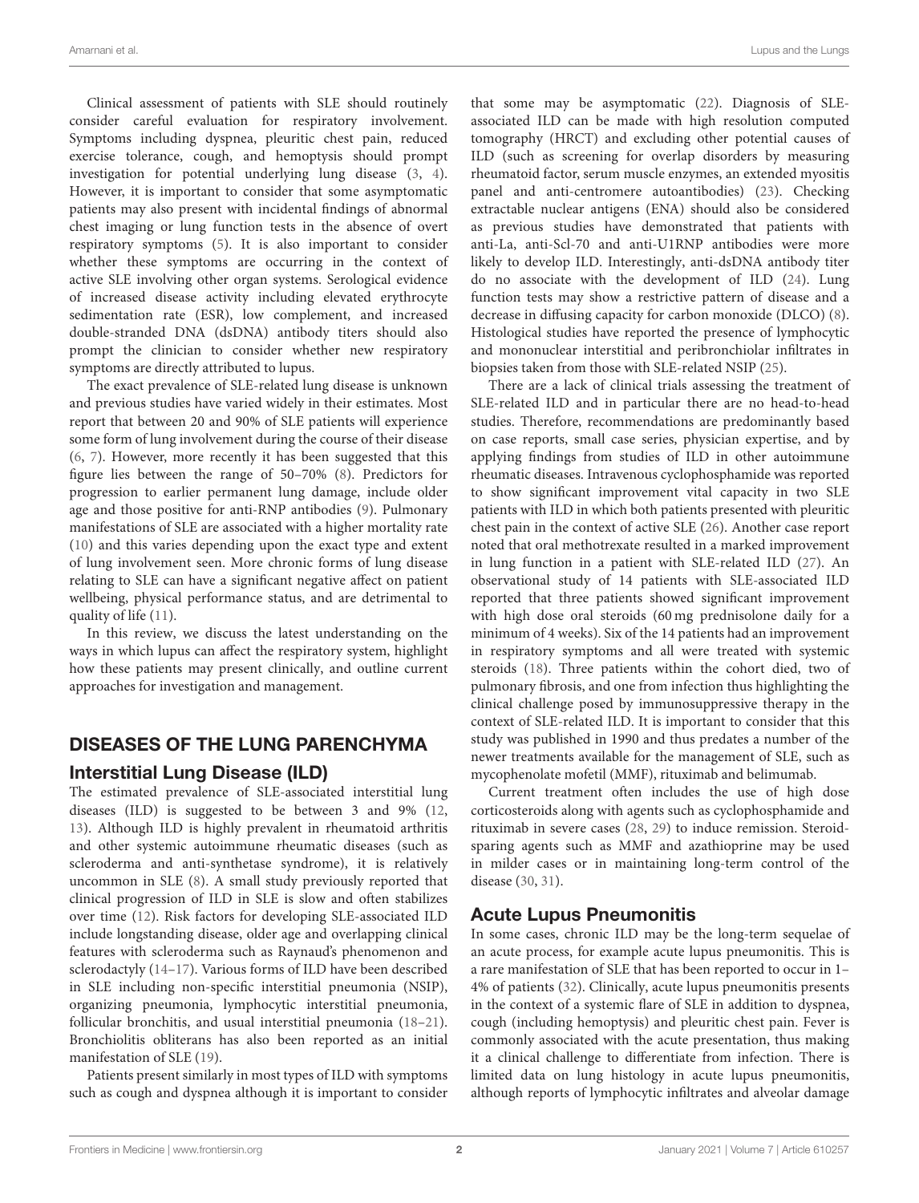Clinical assessment of patients with SLE should routinely consider careful evaluation for respiratory involvement. Symptoms including dyspnea, pleuritic chest pain, reduced exercise tolerance, cough, and hemoptysis should prompt investigation for potential underlying lung disease (3, 4). However, it is important to consider that some asymptomatic patients may also present with incidental findings of abnormal chest imaging or lung function tests in the absence of overt respiratory symptoms (5). It is also important to consider whether these symptoms are occurring in the context of active SLE involving other organ systems. Serological evidence of increased disease activity including elevated erythrocyte sedimentation rate (ESR), low complement, and increased double-stranded DNA (dsDNA) antibody titers should also prompt the clinician to consider whether new respiratory symptoms are directly attributed to lupus.

The exact prevalence of SLE-related lung disease is unknown and previous studies have varied widely in their estimates. Most report that between 20 and 90% of SLE patients will experience some form of lung involvement during the course of their disease (6, 7). However, more recently it has been suggested that this figure lies between the range of 50–70% (8). Predictors for progression to earlier permanent lung damage, include older age and those positive for anti-RNP antibodies (9). Pulmonary manifestations of SLE are associated with a higher mortality rate (10) and this varies depending upon the exact type and extent of lung involvement seen. More chronic forms of lung disease relating to SLE can have a significant negative affect on patient wellbeing, physical performance status, and are detrimental to quality of life (11).

In this review, we discuss the latest understanding on the ways in which lupus can affect the respiratory system, highlight how these patients may present clinically, and outline current approaches for investigation and management.

## DISEASES OF THE LUNG PARENCHYMA

### Interstitial Lung Disease (ILD)

The estimated prevalence of SLE-associated interstitial lung diseases (ILD) is suggested to be between 3 and 9% (12, 13). Although ILD is highly prevalent in rheumatoid arthritis and other systemic autoimmune rheumatic diseases (such as scleroderma and anti-synthetase syndrome), it is relatively uncommon in SLE (8). A small study previously reported that clinical progression of ILD in SLE is slow and often stabilizes over time (12). Risk factors for developing SLE-associated ILD include longstanding disease, older age and overlapping clinical features with scleroderma such as Raynaud's phenomenon and sclerodactyly (14–17). Various forms of ILD have been described in SLE including non-specific interstitial pneumonia (NSIP), organizing pneumonia, lymphocytic interstitial pneumonia, follicular bronchitis, and usual interstitial pneumonia (18–21). Bronchiolitis obliterans has also been reported as an initial manifestation of SLE (19).

Patients present similarly in most types of ILD with symptoms such as cough and dyspnea although it is important to consider that some may be asymptomatic (22). Diagnosis of SLE-associated ILD can be made with high resolution computed tomography (HRCT) and excluding other potential causes of ILD (such as screening for overlap disorders by measuring rheumatoid factor, serum muscle enzymes, an extended myositis panel and anti-centromere autoantibodies) (23). Checking extractable nuclear antigens (ENA) should also be considered as previous studies have demonstrated that patients with anti-La, anti-Scl-70 and anti-U1RNP antibodies were more likely to develop ILD. Interestingly, anti-dsDNA antibody titer do no associate with the development of ILD (24). Lung function tests may show a restrictive pattern of disease and a decrease in diffusing capacity for carbon monoxide (DLCO) (8). Histological studies have reported the presence of lymphocytic and mononuclear interstitial and peribronchiolar infiltrates in biopsies taken from those with SLE-related NSIP (25).

There are a lack of clinical trials assessing the treatment of SLE-related ILD and in particular there are no head-to-head studies. Therefore, recommendations are predominantly based on case reports, small case series, physician expertise, and by applying findings from studies of ILD in other autoimmune rheumatic diseases. Intravenous cyclophosphamide was reported to show significant improvement vital capacity in two SLE patients with ILD in which both patients presented with pleuritic chest pain in the context of active SLE (26). Another case report noted that oral methotrexate resulted in a marked improvement in lung function in a patient with SLE-related ILD (27). An observational study of 14 patients with SLE-associated ILD reported that three patients showed significant improvement with high dose oral steroids (60 mg prednisolone daily for a minimum of 4 weeks). Six of the 14 patients had an improvement in respiratory symptoms and all were treated with systemic steroids (18). Three patients within the cohort died, two of pulmonary fibrosis, and one from infection thus highlighting the clinical challenge posed by immunosuppressive therapy in the context of SLE-related ILD. It is important to consider that this study was published in 1990 and thus predates a number of the newer treatments available for the management of SLE, such as mycophenolate mofetil (MMF), rituximab and belimumab.

Current treatment often includes the use of high dose corticosteroids along with agents such as cyclophosphamide and rituximab in severe cases (28, 29) to induce remission. Steroid-sparing agents such as MMF and azathioprine may be used in milder cases or in maintaining long-term control of the disease (30, 31).

### Acute Lupus Pneumonitis

In some cases, chronic ILD may be the long-term sequelae of an acute process, for example acute lupus pneumonitis. This is a rare manifestation of SLE that has been reported to occur in 1–4% of patients (32). Clinically, acute lupus pneumonitis presents in the context of a systemic flare of SLE in addition to dyspnea, cough (including hemoptysis) and pleuritic chest pain. Fever is commonly associated with the acute presentation, thus making it a clinical challenge to differentiate from infection. There is limited data on lung histology in acute lupus pneumonitis, although reports of lymphocytic infiltrates and alveolar damage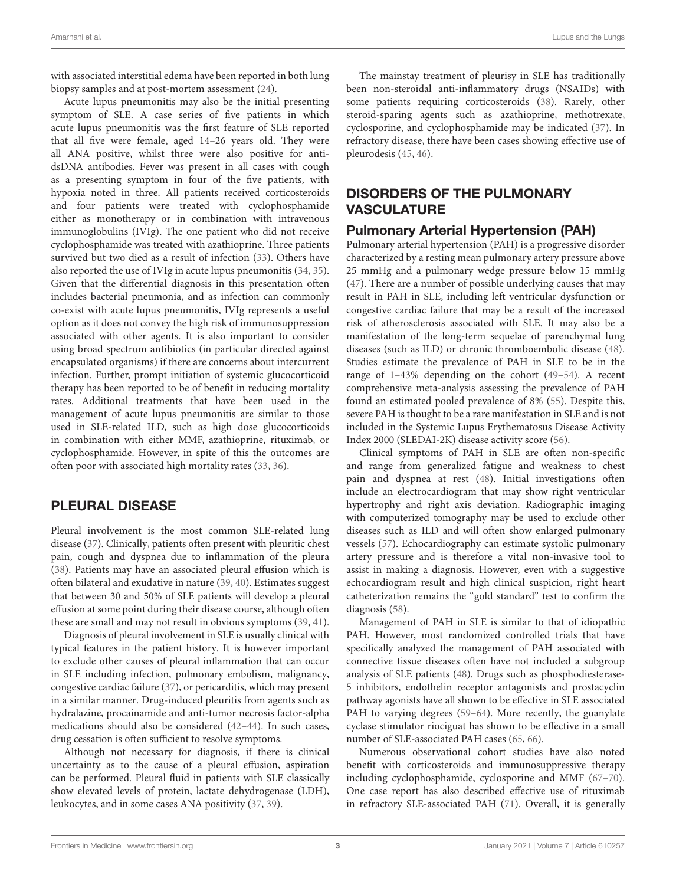with associated interstitial edema have been reported in both lung biopsy samples and at post-mortem assessment (24).

Acute lupus pneumonitis may also be the initial presenting symptom of SLE. A case series of five patients in which acute lupus pneumonitis was the first feature of SLE reported that all five were female, aged 14–26 years old. They were all ANA positive, whilst three were also positive for anti-dsDNA antibodies. Fever was present in all cases with cough as a presenting symptom in four of the five patients, with hypoxia noted in three. All patients received corticosteroids and four patients were treated with cyclophosphamide either as monotherapy or in combination with intravenous immunoglobulins (IVIg). The one patient who did not receive cyclophosphamide was treated with azathioprine. Three patients survived but two died as a result of infection (33). Others have also reported the use of IVIg in acute lupus pneumonitis (34, 35). Given that the differential diagnosis in this presentation often includes bacterial pneumonia, and as infection can commonly co-exist with acute lupus pneumonitis, IVIg represents a useful option as it does not convey the high risk of immunosuppression associated with other agents. It is also important to consider using broad spectrum antibiotics (in particular directed against encapsulated organisms) if there are concerns about intercurrent infection. Further, prompt initiation of systemic glucocorticoid therapy has been reported to be of benefit in reducing mortality rates. Additional treatments that have been used in the management of acute lupus pneumonitis are similar to those used in SLE-related ILD, such as high dose glucocorticoids in combination with either MMF, azathioprine, rituximab, or cyclophosphamide. However, in spite of this the outcomes are often poor with associated high mortality rates (33, 36).

## PLEURAL DISEASE

Pleural involvement is the most common SLE-related lung disease (37). Clinically, patients often present with pleuritic chest pain, cough and dyspnea due to inflammation of the pleura (38). Patients may have an associated pleural effusion which is often bilateral and exudative in nature (39, 40). Estimates suggest that between 30 and 50% of SLE patients will develop a pleural effusion at some point during their disease course, although often these are small and may not result in obvious symptoms (39, 41).

Diagnosis of pleural involvement in SLE is usually clinical with typical features in the patient history. It is however important to exclude other causes of pleural inflammation that can occur in SLE including infection, pulmonary embolism, malignancy, congestive cardiac failure (37), or pericarditis, which may present in a similar manner. Drug-induced pleuritis from agents such as hydralazine, procainamide and anti-tumor necrosis factor-alpha medications should also be considered (42–44). In such cases, drug cessation is often sufficient to resolve symptoms.

Although not necessary for diagnosis, if there is clinical uncertainty as to the cause of a pleural effusion, aspiration can be performed. Pleural fluid in patients with SLE classically show elevated levels of protein, lactate dehydrogenase (LDH), leukocytes, and in some cases ANA positivity (37, 39).

The mainstay treatment of pleurisy in SLE has traditionally been non-steroidal anti-inflammatory drugs (NSAIDs) with some patients requiring corticosteroids (38). Rarely, other steroid-sparing agents such as azathioprine, methotrexate, cyclosporine, and cyclophosphamide may be indicated (37). In refractory disease, there have been cases showing effective use of pleurodesis (45, 46).

## DISORDERS OF THE PULMONARY VASCULATURE

### Pulmonary Arterial Hypertension (PAH)

Pulmonary arterial hypertension (PAH) is a progressive disorder characterized by a resting mean pulmonary artery pressure above 25 mmHg and a pulmonary wedge pressure below 15 mmHg (47). There are a number of possible underlying causes that may result in PAH in SLE, including left ventricular dysfunction or congestive cardiac failure that may be a result of the increased risk of atherosclerosis associated with SLE. It may also be a manifestation of the long-term sequelae of parenchymal lung diseases (such as ILD) or chronic thromboembolic disease (48). Studies estimate the prevalence of PAH in SLE to be in the range of 1–43% depending on the cohort (49–54). A recent comprehensive meta-analysis assessing the prevalence of PAH found an estimated pooled prevalence of 8% (55). Despite this, severe PAH is thought to be a rare manifestation in SLE and is not included in the Systemic Lupus Erythematosus Disease Activity Index 2000 (SLEDAI-2K) disease activity score (56).

Clinical symptoms of PAH in SLE are often non-specific and range from generalized fatigue and weakness to chest pain and dyspnea at rest (48). Initial investigations often include an electrocardiogram that may show right ventricular hypertrophy and right axis deviation. Radiographic imaging with computerized tomography may be used to exclude other diseases such as ILD and will often show enlarged pulmonary vessels (57). Echocardiography can estimate systolic pulmonary artery pressure and is therefore a vital non-invasive tool to assist in making a diagnosis. However, even with a suggestive echocardiogram result and high clinical suspicion, right heart catheterization remains the "gold standard" test to confirm the diagnosis (58).

Management of PAH in SLE is similar to that of idiopathic PAH. However, most randomized controlled trials that have specifically analyzed the management of PAH associated with connective tissue diseases often have not included a subgroup analysis of SLE patients (48). Drugs such as phosphodiesterase-5 inhibitors, endothelin receptor antagonists and prostacyclin pathway agonists have all shown to be effective in SLE associated PAH to varying degrees (59–64). More recently, the guanylate cyclase stimulator riociguat has shown to be effective in a small number of SLE-associated PAH cases (65, 66).

Numerous observational cohort studies have also noted benefit with corticosteroids and immunosuppressive therapy including cyclophosphamide, cyclosporine and MMF (67–70). One case report has also described effective use of rituximab in refractory SLE-associated PAH (71). Overall, it is generally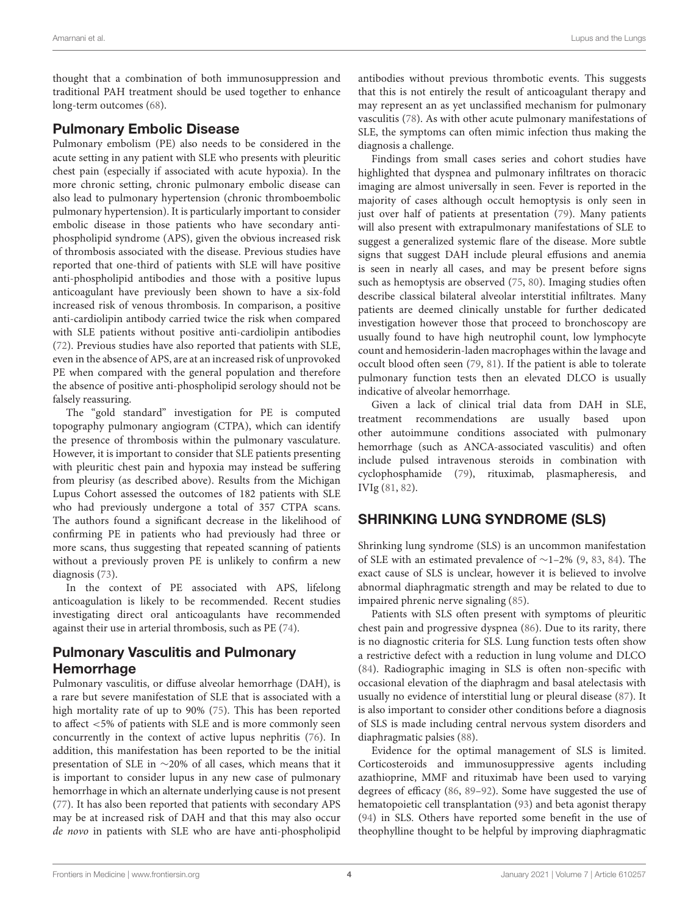thought that a combination of both immunosuppression and traditional PAH treatment should be used together to enhance long-term outcomes (68).

### Pulmonary Embolic Disease

Pulmonary embolism (PE) also needs to be considered in the acute setting in any patient with SLE who presents with pleuritic chest pain (especially if associated with acute hypoxia). In the more chronic setting, chronic pulmonary embolic disease can also lead to pulmonary hypertension (chronic thromboembolic pulmonary hypertension). It is particularly important to consider embolic disease in those patients who have secondary anti-phospholipid syndrome (APS), given the obvious increased risk of thrombosis associated with the disease. Previous studies have reported that one-third of patients with SLE will have positive anti-phospholipid antibodies and those with a positive lupus anticoagulant have previously been shown to have a six-fold increased risk of venous thrombosis. In comparison, a positive anti-cardiolipin antibody carried twice the risk when compared with SLE patients without positive anti-cardiolipin antibodies (72). Previous studies have also reported that patients with SLE, even in the absence of APS, are at an increased risk of unprovoked PE when compared with the general population and therefore the absence of positive anti-phospholipid serology should not be falsely reassuring.

The "gold standard" investigation for PE is computed topography pulmonary angiogram (CTPA), which can identify the presence of thrombosis within the pulmonary vasculature. However, it is important to consider that SLE patients presenting with pleuritic chest pain and hypoxia may instead be suffering from pleurisy (as described above). Results from the Michigan Lupus Cohort assessed the outcomes of 182 patients with SLE who had previously undergone a total of 357 CTPA scans. The authors found a significant decrease in the likelihood of confirming PE in patients who had previously had three or more scans, thus suggesting that repeated scanning of patients without a previously proven PE is unlikely to confirm a new diagnosis (73).

In the context of PE associated with APS, lifelong anticoagulation is likely to be recommended. Recent studies investigating direct oral anticoagulants have recommended against their use in arterial thrombosis, such as PE (74).

### Pulmonary Vasculitis and Pulmonary Hemorrhage

Pulmonary vasculitis, or diffuse alveolar hemorrhage (DAH), is a rare but severe manifestation of SLE that is associated with a high mortality rate of up to 90% (75). This has been reported to affect <5% of patients with SLE and is more commonly seen concurrently in the context of active lupus nephritis (76). In addition, this manifestation has been reported to be the initial presentation of SLE in ~20% of all cases, which means that it is important to consider lupus in any new case of pulmonary hemorrhage in which an alternate underlying cause is not present (77). It has also been reported that patients with secondary APS may be at increased risk of DAH and that this may also occur *de novo* in patients with SLE who are have anti-phospholipid antibodies without previous thrombotic events. This suggests that this is not entirely the result of anticoagulant therapy and may represent an as yet unclassified mechanism for pulmonary vasculitis (78). As with other acute pulmonary manifestations of SLE, the symptoms can often mimic infection thus making the diagnosis a challenge.

Findings from small cases series and cohort studies have highlighted that dyspnea and pulmonary infiltrates on thoracic imaging are almost universally in seen. Fever is reported in the majority of cases although occult hemoptysis is only seen in just over half of patients at presentation (79). Many patients will also present with extrapulmonary manifestations of SLE to suggest a generalized systemic flare of the disease. More subtle signs that suggest DAH include pleural effusions and anemia is seen in nearly all cases, and may be present before signs such as hemoptysis are observed (75, 80). Imaging studies often describe classical bilateral alveolar interstitial infiltrates. Many patients are deemed clinically unstable for further dedicated investigation however those that proceed to bronchoscopy are usually found to have high neutrophil count, low lymphocyte count and hemosiderin-laden macrophages within the lavage and occult blood often seen (79, 81). If the patient is able to tolerate pulmonary function tests then an elevated DLCO is usually indicative of alveolar hemorrhage.

Given a lack of clinical trial data from DAH in SLE, treatment recommendations are usually based upon other autoimmune conditions associated with pulmonary hemorrhage (such as ANCA-associated vasculitis) and often include pulsed intravenous steroids in combination with cyclophosphamide (79), rituximab, plasmapheresis, and IVIg (81, 82).

## SHRINKING LUNG SYNDROME (SLS)

Shrinking lung syndrome (SLS) is an uncommon manifestation of SLE with an estimated prevalence of ~1–2% (9, 83, 84). The exact cause of SLS is unclear, however it is believed to involve abnormal diaphragmatic strength and may be related to due to impaired phrenic nerve signaling (85).

Patients with SLS often present with symptoms of pleuritic chest pain and progressive dyspnea (86). Due to its rarity, there is no diagnostic criteria for SLS. Lung function tests often show a restrictive defect with a reduction in lung volume and DLCO (84). Radiographic imaging in SLS is often non-specific with occasional elevation of the diaphragm and basal atelectasis with usually no evidence of interstitial lung or pleural disease (87). It is also important to consider other conditions before a diagnosis of SLS is made including central nervous system disorders and diaphragmatic palsies (88).

Evidence for the optimal management of SLS is limited. Corticosteroids and immunosuppressive agents including azathioprine, MMF and rituximab have been used to varying degrees of efficacy (86, 89–92). Some have suggested the use of hematopoietic cell transplantation (93) and beta agonist therapy (94) in SLS. Others have reported some benefit in the use of theophylline thought to be helpful by improving diaphragmatic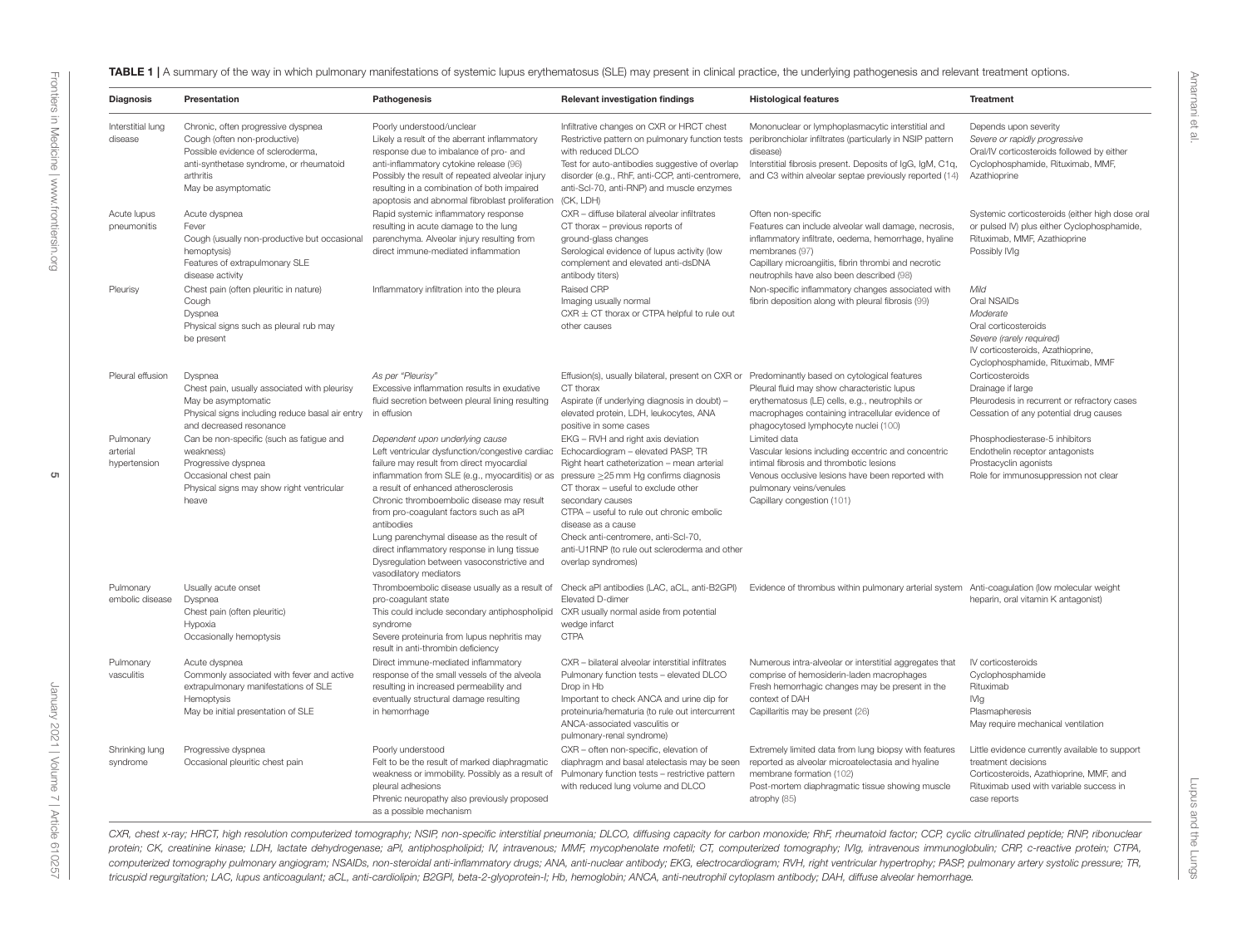**TABLE 1** | A summary of the way in which pulmonary manifestations of systemic lupus erythematosus (SLE) may present in clinical practice, the underlying pathogenesis and relevant treatment options.

| Diagnosis | Presentation | Pathogenesis | Relevant investigation findings | Histological features | Treatment |
|---|---|---|---|---|---|
| Interstitial lung disease | Chronic, often progressive dyspnea<br>Cough (often non-productive)<br>Possible evidence of scleroderma, anti-synthetase syndrome, or rheumatoid arthritis<br>May be asymptomatic | Poorly understood/unclear<br>Likely a result of the aberrant inflammatory response due to imbalance of pro- and anti-inflammatory cytokine release (96)<br>Possibly the result of repeated alveolar injury resulting in a combination of both impaired apoptosis and abnormal fibroblast proliferation | Infiltrative changes on CXR or HRCT chest<br>Restrictive pattern on pulmonary function tests with reduced DLCO<br>Test for auto-antibodies suggestive of overlap disorder (e.g., RhF, anti-CCP, anti-centromere, anti-Scl-70, anti-RNP) and muscle enzymes (CK, LDH) | Mononuclear or lymphoplasmacytic interstitial and peribronchiolar infiltrates (particularly in NSIP pattern disease)<br>Interstitial fibrosis present. Deposits of IgG, IgM, C1q, and C3 within alveolar septae previously reported (14) | Depends upon severity<br>*Severe or rapidly progressive*<br>Oral/IV corticosteroids followed by either Cyclophosphamide, Rituximab, MMF, Azathioprine |
| Acute lupus pneumonitis | Acute dyspnea<br>Fever<br>Cough (usually non-productive but occasional hemoptysis)<br>Features of extrapulmonary SLE disease activity | Rapid systemic inflammatory response resulting in acute damage to the lung parenchyma. Alveolar injury resulting from direct immune-mediated inflammation | CXR – diffuse bilateral alveolar infiltrates<br>CT thorax – previous reports of ground-glass changes<br>Serological evidence of lupus activity (low complement and elevated anti-dsDNA antibody titers) | Often non-specific<br>Features can include alveolar wall damage, necrosis, inflammatory infiltrate, oedema, hemorrhage, hyaline membranes (97)<br>Capillary microangiitis, fibrin thrombi and necrotic neutrophils have also been described (98) | Systemic corticosteroids (either high dose oral or pulsed IV) plus either Cyclophosphamide, Rituximab, MMF, Azathioprine<br>Possibly IVIg |
| Pleurisy | Chest pain (often pleuritic in nature)<br>Cough<br>Dyspnea<br>Physical signs such as pleural rub may be present | Inflammatory infiltration into the pleura | Raised CRP<br>Imaging usually normal<br>CXR ± CT thorax or CTPA helpful to rule out other causes | Non-specific inflammatory changes associated with fibrin deposition along with pleural fibrosis (99) | *Mild*<br>Oral NSAIDs<br>*Moderate*<br>Oral corticosteroids<br>*Severe (rarely required)*<br>IV corticosteroids, Azathioprine, Cyclophosphamide, Rituximab, MMF |
| Pleural effusion | Dyspnea<br>Chest pain, usually associated with pleurisy<br>May be asymptomatic<br>Physical signs including reduce basal air entry and decreased resonance | *As per "Pleurisy"*<br>Excessive inflammation results in exudative fluid secretion between pleural lining resulting in effusion | Effusion(s), usually bilateral, present on CXR or CT thorax<br>Aspirate (if underlying diagnosis in doubt) – elevated protein, LDH, leukocytes, ANA positive in some cases | Predominantly based on cytological features<br>Pleural fluid may show characteristic lupus erythematosus (LE) cells, e.g., neutrophils or macrophages containing intracellular evidence of phagocytosed lymphocyte nuclei (100) | Corticosteroids<br>Drainage if large<br>Pleurodesis in recurrent or refractory cases<br>Cessation of any potential drug causes |
| Pulmonary arterial hypertension | Can be non-specific (such as fatigue and weakness)<br>Progressive dyspnea<br>Occasional chest pain<br>Physical signs may show right ventricular heave | *Dependent upon underlying cause*<br>Left ventricular dysfunction/congestive cardiac failure may result from direct myocardial inflammation from SLE (e.g., myocarditis) or as a result of enhanced atherosclerosis<br>Chronic thromboembolic disease may result from pro-coagulant factors such as aPl antibodies<br>Lung parenchymal disease as the result of direct inflammatory response in lung tissue<br>Dysregulation between vasoconstrictive and vasodilatory mediators | EKG – RVH and right axis deviation<br>Echocardiogram – elevated PASP, TR<br>Right heart catheterization – mean arterial pressure ≥25 mm Hg confirms diagnosis<br>CT thorax – useful to exclude other secondary causes<br>CTPA – useful to rule out chronic embolic disease as a cause<br>Check anti-centromere, anti-Scl-70, anti-U1RNP (to rule out scleroderma and other overlap syndromes) | Limited data<br>Vascular lesions including eccentric and concentric intimal fibrosis and thrombotic lesions<br>Venous occlusive lesions have been reported with pulmonary veins/venules<br>Capillary congestion (101) | Phosphodiesterase-5 inhibitors<br>Endothelin receptor antagonists<br>Prostacyclin agonists<br>Role for immunosuppression not clear |
| Pulmonary embolic disease | Usually acute onset<br>Dyspnea<br>Chest pain (often pleuritic)<br>Hypoxia<br>Occasionally hemoptysis | Thromboembolic disease usually as a result of pro-coagulant state<br>This could include secondary antiphospholipid syndrome<br>Severe proteinuria from lupus nephritis may result in anti-thrombin deficiency | Check aPl antibodies (LAC, aCL, anti-B2GPI)<br>Elevated D-dimer<br>CXR usually normal aside from potential wedge infarct<br>CTPA | Evidence of thrombus within pulmonary arterial system | Anti-coagulation (low molecular weight heparin, oral vitamin K antagonist) |
| Pulmonary vasculitis | Acute dyspnea<br>Commonly associated with fever and active extrapulmonary manifestations of SLE<br>Hemoptysis<br>May be initial presentation of SLE | Direct immune-mediated inflammatory response of the small vessels of the alveola resulting in increased permeability and eventually structural damage resulting in hemorrhage | CXR – bilateral alveolar interstitial infiltrates<br>Pulmonary function tests – elevated DLCO<br>Drop in Hb<br>Important to check ANCA and urine dip for proteinuria/hematuria (to rule out intercurrent ANCA-associated vasculitis or pulmonary-renal syndrome) | Numerous intra-alveolar or interstitial aggregates that comprise of hemosiderin-laden macrophages<br>Fresh hemorrhagic changes may be present in the context of DAH<br>Capillaritis may be present (26) | IV corticosteroids<br>Cyclophosphamide<br>Rituximab<br>IVIg<br>Plasmapheresis<br>May require mechanical ventilation |
| Shrinking lung syndrome | Progressive dyspnea<br>Occasional pleuritic chest pain | Poorly understood<br>Felt to be the result of marked diaphragmatic weakness or immobility. Possibly as a result of pleural adhesions<br>Phrenic neuropathy also previously proposed as a possible mechanism | CXR – often non-specific, elevation of diaphragm and basal atelectasis may be seen<br>Pulmonary function tests – restrictive pattern with reduced lung volume and DLCO | Extremely limited data from lung biopsy with features reported as alveolar microatelectasis and hyaline membrane formation (102)<br>Post-mortem diaphragmatic tissue showing muscle atrophy (85) | Little evidence currently available to support treatment decisions<br>Corticosteroids, Azathioprine, MMF, and Rituximab used with variable success in case reports |

*CXR, chest x-ray; HRCT, high resolution computerized tomography; NSIP, non-specific interstitial pneumonia; DLCO, diffusing capacity for carbon monoxide; RhF, rheumatoid factor; CCP, cyclic citrullinated peptide; RNP, ribonuclear protein; CK, creatinine kinase; LDH, lactate dehydrogenase; aPl, antiphospholipid; IV, intravenous; MMF, mycophenolate mofetil; CT, computerized tomography; IVIg, intravenous immunoglobulin; CRP, c-reactive protein; CTPA, computerized tomography pulmonary angiogram; NSAIDs, non-steroidal anti-inflammatory drugs; ANA, anti-nuclear antibody; EKG, electrocardiogram; RVH, right ventricular hypertrophy; PASP, pulmonary artery systolic pressure; TR, tricuspid regurgitation; LAC, lupus anticoagulant; aCL, anti-cardiolipin; B2GPI, beta-2-glyoprotein-I; Hb, hemoglobin; ANCA, anti-neutrophil cytoplasm antibody; DAH, diffuse alveolar hemorrhage.*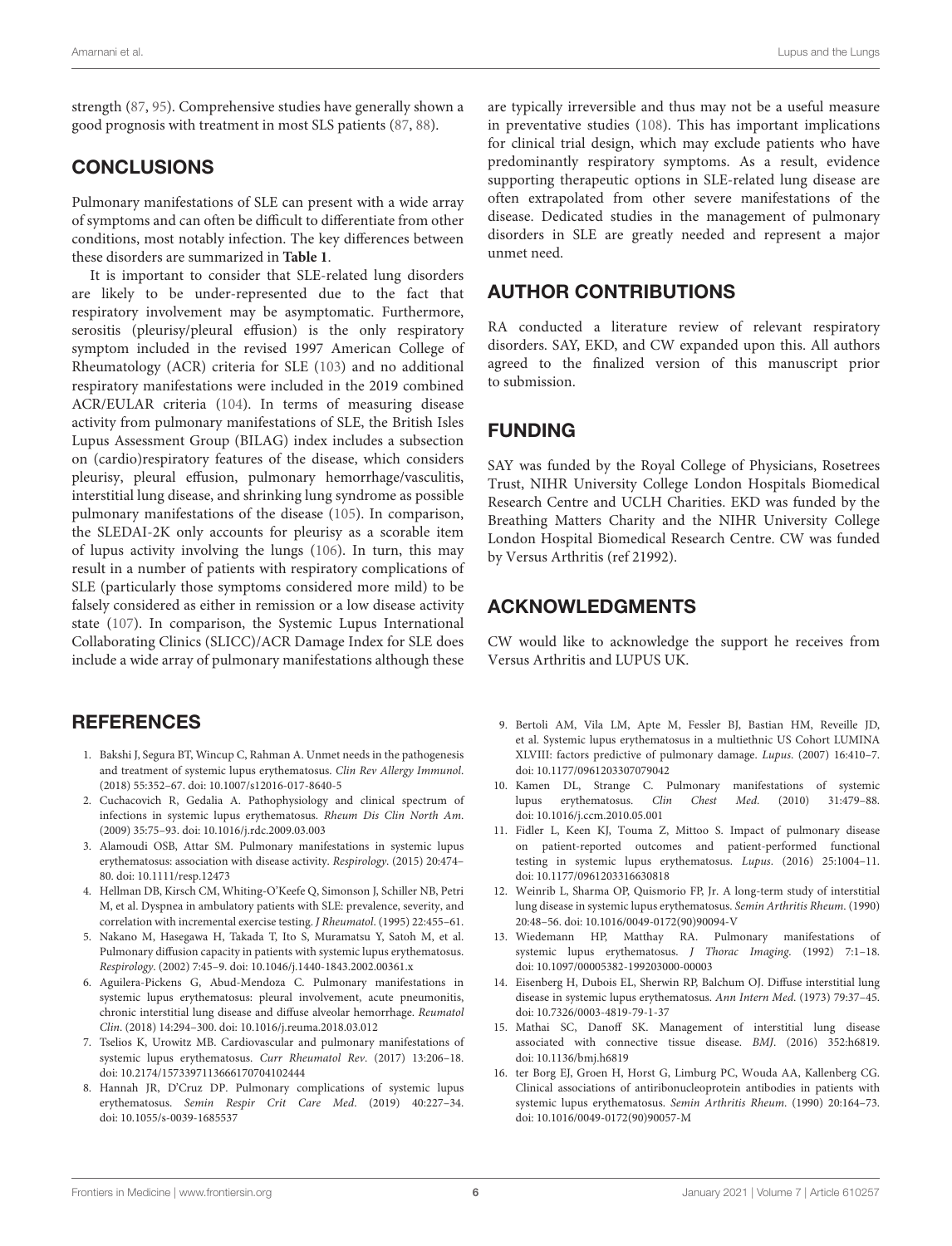strength (87, 95). Comprehensive studies have generally shown a good prognosis with treatment in most SLS patients (87, 88).

## CONCLUSIONS

Pulmonary manifestations of SLE can present with a wide array of symptoms and can often be difficult to differentiate from other conditions, most notably infection. The key differences between these disorders are summarized in **Table 1**.

It is important to consider that SLE-related lung disorders are likely to be under-represented due to the fact that respiratory involvement may be asymptomatic. Furthermore, serositis (pleurisy/pleural effusion) is the only respiratory symptom included in the revised 1997 American College of Rheumatology (ACR) criteria for SLE (103) and no additional respiratory manifestations were included in the 2019 combined ACR/EULAR criteria (104). In terms of measuring disease activity from pulmonary manifestations of SLE, the British Isles Lupus Assessment Group (BILAG) index includes a subsection on (cardio)respiratory features of the disease, which considers pleurisy, pleural effusion, pulmonary hemorrhage/vasculitis, interstitial lung disease, and shrinking lung syndrome as possible pulmonary manifestations of the disease (105). In comparison, the SLEDAI-2K only accounts for pleurisy as a scorable item of lupus activity involving the lungs (106). In turn, this may result in a number of patients with respiratory complications of SLE (particularly those symptoms considered more mild) to be falsely considered as either in remission or a low disease activity state (107). In comparison, the Systemic Lupus International Collaborating Clinics (SLICC)/ACR Damage Index for SLE does include a wide array of pulmonary manifestations although these are typically irreversible and thus may not be a useful measure in preventative studies (108). This has important implications for clinical trial design, which may exclude patients who have predominantly respiratory symptoms. As a result, evidence supporting therapeutic options in SLE-related lung disease are often extrapolated from other severe manifestations of the disease. Dedicated studies in the management of pulmonary disorders in SLE are greatly needed and represent a major unmet need.

## AUTHOR CONTRIBUTIONS

RA conducted a literature review of relevant respiratory disorders. SAY, EKD, and CW expanded upon this. All authors agreed to the finalized version of this manuscript prior to submission.

## FUNDING

SAY was funded by the Royal College of Physicians, Rosetrees Trust, NIHR University College London Hospitals Biomedical Research Centre and UCLH Charities. EKD was funded by the Breathing Matters Charity and the NIHR University College London Hospital Biomedical Research Centre. CW was funded by Versus Arthritis (ref 21992).

## ACKNOWLEDGMENTS

CW would like to acknowledge the support he receives from Versus Arthritis and LUPUS UK.

## REFERENCES

1. Bakshi J, Segura BT, Wincup C, Rahman A. Unmet needs in the pathogenesis and treatment of systemic lupus erythematosus. *Clin Rev Allergy Immunol*. (2018) 55:352–67. doi: 10.1007/s12016-017-8640-5
2. Cuchacovich R, Gedalia A. Pathophysiology and clinical spectrum of infections in systemic lupus erythematosus. *Rheum Dis Clin North Am*. (2009) 35:75–93. doi: 10.1016/j.rdc.2009.03.003
3. Alamoudi OSB, Attar SM. Pulmonary manifestations in systemic lupus erythematosus: association with disease activity. *Respirology*. (2015) 20:474–80. doi: 10.1111/resp.12473
4. Hellman DB, Kirsch CM, Whiting-O'Keefe Q, Simonson J, Schiller NB, Petri M, et al. Dyspnea in ambulatory patients with SLE: prevalence, severity, and correlation with incremental exercise testing. *J Rheumatol*. (1995) 22:455–61.
5. Nakano M, Hasegawa H, Takada T, Ito S, Muramatsu Y, Satoh M, et al. Pulmonary diffusion capacity in patients with systemic lupus erythematosus. *Respirology*. (2002) 7:45–9. doi: 10.1046/j.1440-1843.2002.00361.x
6. Aguilera-Pickens G, Abud-Mendoza C. Pulmonary manifestations in systemic lupus erythematosus: pleural involvement, acute pneumonitis, chronic interstitial lung disease and diffuse alveolar hemorrhage. *Reumatol Clin*. (2018) 14:294–300. doi: 10.1016/j.reuma.2018.03.012
7. Tselios K, Urowitz MB. Cardiovascular and pulmonary manifestations of systemic lupus erythematosus. *Curr Rheumatol Rev*. (2017) 13:206–18. doi: 10.2174/1573397113666170704102444
8. Hannah JR, D'Cruz DP. Pulmonary complications of systemic lupus erythematosus. *Semin Respir Crit Care Med*. (2019) 40:227–34. doi: 10.1055/s-0039-1685537
9. Bertoli AM, Vila LM, Apte M, Fessler BJ, Bastian HM, Reveille JD, et al. Systemic lupus erythematosus in a multiethnic US Cohort LUMINA XLVIII: factors predictive of pulmonary damage. *Lupus*. (2007) 16:410–7. doi: 10.1177/0961203307079042
10. Kamen DL, Strange C. Pulmonary manifestations of systemic lupus erythematosus. *Clin Chest Med*. (2010) 31:479–88. doi: 10.1016/j.ccm.2010.05.001
11. Fidler L, Keen KJ, Touma Z, Mittoo S. Impact of pulmonary disease on patient-reported outcomes and patient-performed functional testing in systemic lupus erythematosus. *Lupus*. (2016) 25:1004–11. doi: 10.1177/0961203316630818
12. Weinrib L, Sharma OP, Quismorio FP, Jr. A long-term study of interstitial lung disease in systemic lupus erythematosus. *Semin Arthritis Rheum*. (1990) 20:48–56. doi: 10.1016/0049-0172(90)90094-V
13. Wiedemann HP, Matthay RA. Pulmonary manifestations of systemic lupus erythematosus. *J Thorac Imaging*. (1992) 7:1–18. doi: 10.1097/00005382-199203000-00003
14. Eisenberg H, Dubois EL, Sherwin RP, Balchum OJ. Diffuse interstitial lung disease in systemic lupus erythematosus. *Ann Intern Med*. (1973) 79:37–45. doi: 10.7326/0003-4819-79-1-37
15. Mathai SC, Danoff SK. Management of interstitial lung disease associated with connective tissue disease. *BMJ*. (2016) 352:h6819. doi: 10.1136/bmj.h6819
16. ter Borg EJ, Groen H, Horst G, Limburg PC, Wouda AA, Kallenberg CG. Clinical associations of antiribonucleoprotein antibodies in patients with systemic lupus erythematosus. *Semin Arthritis Rheum*. (1990) 20:164–73. doi: 10.1016/0049-0172(90)90057-M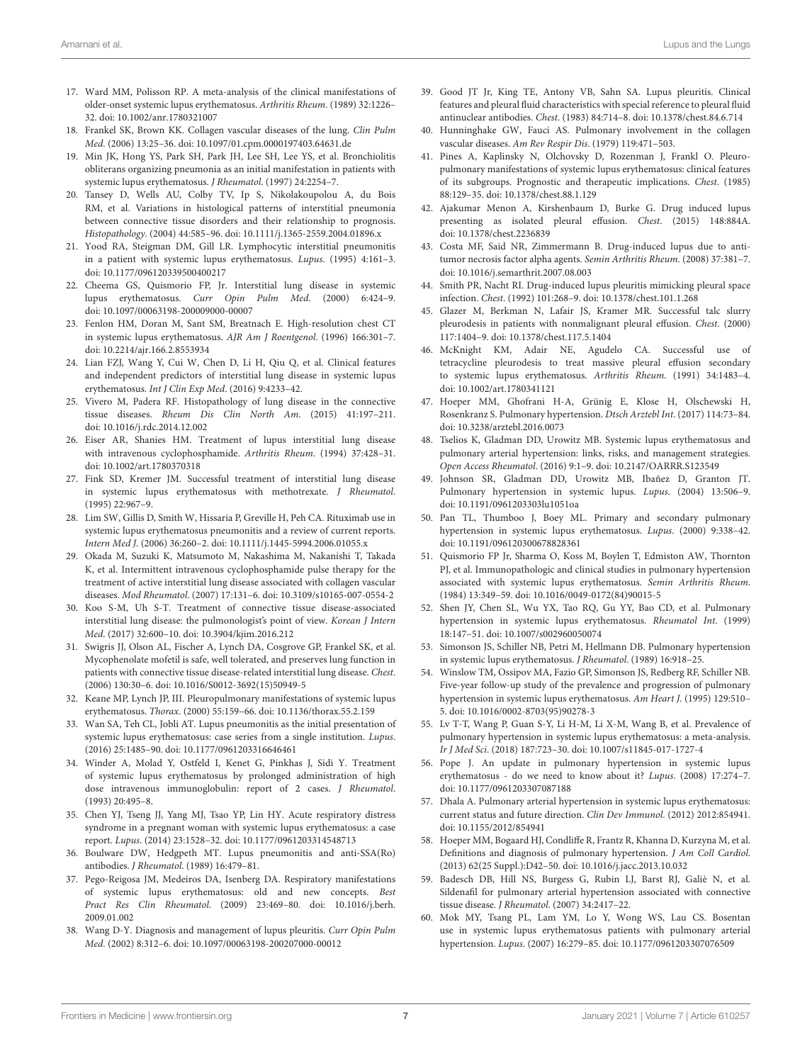17. Ward MM, Polisson RP. A meta-analysis of the clinical manifestations of older-onset systemic lupus erythematosus. *Arthritis Rheum*. (1989) 32:1226–32. doi: 10.1002/anr.1780321007
18. Frankel SK, Brown KK. Collagen vascular diseases of the lung. *Clin Pulm Med*. (2006) 13:25–36. doi: 10.1097/01.cpm.0000197403.64631.de
19. Min JK, Hong YS, Park SH, Park JH, Lee SH, Lee YS, et al. Bronchiolitis obliterans organizing pneumonia as an initial manifestation in patients with systemic lupus erythematosus. *J Rheumatol*. (1997) 24:2254–7.
20. Tansey D, Wells AU, Colby TV, Ip S, Nikolakoupolou A, du Bois RM, et al. Variations in histological patterns of interstitial pneumonia between connective tissue disorders and their relationship to prognosis. *Histopathology*. (2004) 44:585–96. doi: 10.1111/j.1365-2559.2004.01896.x
21. Yood RA, Steigman DM, Gill LR. Lymphocytic interstitial pneumonitis in a patient with systemic lupus erythematosus. *Lupus*. (1995) 4:161–3. doi: 10.1177/096120339500400217
22. Cheema GS, Quismorio FP, Jr. Interstitial lung disease in systemic lupus erythematosus. *Curr Opin Pulm Med*. (2000) 6:424–9. doi: 10.1097/00063198-200009000-00007
23. Fenlon HM, Doran M, Sant SM, Breatnach E. High-resolution chest CT in systemic lupus erythematosus. *AJR Am J Roentgenol*. (1996) 166:301–7. doi: 10.2214/ajr.166.2.8553934
24. Lian FZJ, Wang Y, Cui W, Chen D, Li H, Qiu Q, et al. Clinical features and independent predictors of interstitial lung disease in systemic lupus erythematosus. *Int J Clin Exp Med*. (2016) 9:4233–42.
25. Vivero M, Padera RF. Histopathology of lung disease in the connective tissue diseases. *Rheum Dis Clin North Am*. (2015) 41:197–211. doi: 10.1016/j.rdc.2014.12.002
26. Eiser AR, Shanies HM. Treatment of lupus interstitial lung disease with intravenous cyclophosphamide. *Arthritis Rheum*. (1994) 37:428–31. doi: 10.1002/art.1780370318
27. Fink SD, Kremer JM. Successful treatment of interstitial lung disease in systemic lupus erythematosus with methotrexate. *J Rheumatol*. (1995) 22:967–9.
28. Lim SW, Gillis D, Smith W, Hissaria P, Greville H, Peh CA. Rituximab use in systemic lupus erythematosus pneumonitis and a review of current reports. *Intern Med J*. (2006) 36:260–2. doi: 10.1111/j.1445-5994.2006.01055.x
29. Okada M, Suzuki K, Matsumoto M, Nakashima M, Nakanishi T, Takada K, et al. Intermittent intravenous cyclophosphamide pulse therapy for the treatment of active interstitial lung disease associated with collagen vascular diseases. *Mod Rheumatol*. (2007) 17:131–6. doi: 10.3109/s10165-007-0554-2
30. Koo S-M, Uh S-T. Treatment of connective tissue disease-associated interstitial lung disease: the pulmonologist's point of view. *Korean J Intern Med*. (2017) 32:600–10. doi: 10.3904/kjim.2016.212
31. Swigris JJ, Olson AL, Fischer A, Lynch DA, Cosgrove GP, Frankel SK, et al. Mycophenolate mofetil is safe, well tolerated, and preserves lung function in patients with connective tissue disease-related interstitial lung disease. *Chest*. (2006) 130:30–6. doi: 10.1016/S0012-3692(15)50949-5
32. Keane MP, Lynch JP, III. Pleuropulmonary manifestations of systemic lupus erythematosus. *Thorax*. (2000) 55:159–66. doi: 10.1136/thorax.55.2.159
33. Wan SA, Teh CL, Jobli AT. Lupus pneumonitis as the initial presentation of systemic lupus erythematosus: case series from a single institution. *Lupus*. (2016) 25:1485–90. doi: 10.1177/0961203316646461
34. Winder A, Molad Y, Ostfeld I, Kenet G, Pinkhas J, Sidi Y. Treatment of systemic lupus erythematosus by prolonged administration of high dose intravenous immunoglobulin: report of 2 cases. *J Rheumatol*. (1993) 20:495–8.
35. Chen YJ, Tseng JJ, Yang MJ, Tsao YP, Lin HY. Acute respiratory distress syndrome in a pregnant woman with systemic lupus erythematosus: a case report. *Lupus*. (2014) 23:1528–32. doi: 10.1177/0961203314548713
36. Boulware DW, Hedgpeth MT. Lupus pneumonitis and anti-SSA(Ro) antibodies. *J Rheumatol*. (1989) 16:479–81.
37. Pego-Reigosa JM, Medeiros DA, Isenberg DA. Respiratory manifestations of systemic lupus erythematosus: old and new concepts. *Best Pract Res Clin Rheumatol*. (2009) 23:469–80. doi: 10.1016/j.berh.2009.01.002
38. Wang D-Y. Diagnosis and management of lupus pleuritis. *Curr Opin Pulm Med*. (2002) 8:312–6. doi: 10.1097/00063198-200207000-00012
39. Good JT Jr, King TE, Antony VB, Sahn SA. Lupus pleuritis. Clinical features and pleural fluid characteristics with special reference to pleural fluid antinuclear antibodies. *Chest*. (1983) 84:714–8. doi: 10.1378/chest.84.6.714
40. Hunninghake GW, Fauci AS. Pulmonary involvement in the collagen vascular diseases. *Am Rev Respir Dis*. (1979) 119:471–503.
41. Pines A, Kaplinsky N, Olchovsky D, Rozenman J, Frankl O. Pleuro-pulmonary manifestations of systemic lupus erythematosus: clinical features of its subgroups. Prognostic and therapeutic implications. *Chest*. (1985) 88:129–35. doi: 10.1378/chest.88.1.129
42. Ajakumar Menon A, Kirshenbaum D, Burke G. Drug induced lupus presenting as isolated pleural effusion. *Chest*. (2015) 148:884A. doi: 10.1378/chest.2236839
43. Costa MF, Said NR, Zimmermann B. Drug-induced lupus due to anti-tumor necrosis factor alpha agents. *Semin Arthritis Rheum*. (2008) 37:381–7. doi: 10.1016/j.semarthrit.2007.08.003
44. Smith PR, Nacht RI. Drug-induced lupus pleuritis mimicking pleural space infection. *Chest*. (1992) 101:268–9. doi: 10.1378/chest.101.1.268
45. Glazer M, Berkman N, Lafair JS, Kramer MR. Successful talc slurry pleurodesis in patients with nonmalignant pleural effusion. *Chest*. (2000) 117:1404–9. doi: 10.1378/chest.117.5.1404
46. McKnight KM, Adair NE, Agudelo CA. Successful use of tetracycline pleurodesis to treat massive pleural effusion secondary to systemic lupus erythematosus. *Arthritis Rheum*. (1991) 34:1483–4. doi: 10.1002/art.1780341121
47. Hoeper MM, Ghofrani H-A, Grünig E, Klose H, Olschewski H, Rosenkranz S. Pulmonary hypertension. *Dtsch Arztebl Int*. (2017) 114:73–84. doi: 10.3238/arztebl.2016.0073
48. Tselios K, Gladman DD, Urowitz MB. Systemic lupus erythematosus and pulmonary arterial hypertension: links, risks, and management strategies. *Open Access Rheumatol*. (2016) 9:1–9. doi: 10.2147/OARRR.S123549
49. Johnson SR, Gladman DD, Urowitz MB, Ibañez D, Granton JT. Pulmonary hypertension in systemic lupus. *Lupus*. (2004) 13:506–9. doi: 10.1191/0961203303lu1051oa
50. Pan TL, Thumboo J, Boey ML. Primary and secondary pulmonary hypertension in systemic lupus erythematosus. *Lupus*. (2000) 9:338–42. doi: 10.1191/096120300678828361
51. Quismorio FP Jr, Sharma O, Koss M, Boylen T, Edmiston AW, Thornton PJ, et al. Immunopathologic and clinical studies in pulmonary hypertension associated with systemic lupus erythematosus. *Semin Arthritis Rheum*. (1984) 13:349–59. doi: 10.1016/0049-0172(84)90015-5
52. Shen JY, Chen SL, Wu YX, Tao RQ, Gu YY, Bao CD, et al. Pulmonary hypertension in systemic lupus erythematosus. *Rheumatol Int*. (1999) 18:147–51. doi: 10.1007/s002960050074
53. Simonson JS, Schiller NB, Petri M, Hellmann DB. Pulmonary hypertension in systemic lupus erythematosus. *J Rheumatol*. (1989) 16:918–25.
54. Winslow TM, Ossipov MA, Fazio GP, Simonson JS, Redberg RF, Schiller NB. Five-year follow-up study of the prevalence and progression of pulmonary hypertension in systemic lupus erythematosus. *Am Heart J*. (1995) 129:510–5. doi: 10.1016/0002-8703(95)90278-3
55. Lv T-T, Wang P, Guan S-Y, Li H-M, Li X-M, Wang B, et al. Prevalence of pulmonary hypertension in systemic lupus erythematosus: a meta-analysis. *Ir J Med Sci*. (2018) 187:723–30. doi: 10.1007/s11845-017-1727-4
56. Pope J. An update in pulmonary hypertension in systemic lupus erythematosus - do we need to know about it? *Lupus*. (2008) 17:274–7. doi: 10.1177/0961203307087188
57. Dhala A. Pulmonary arterial hypertension in systemic lupus erythematosus: current status and future direction. *Clin Dev Immunol*. (2012) 2012:854941. doi: 10.1155/2012/854941
58. Hoeper MM, Bogaard HJ, Condliffe R, Frantz R, Khanna D, Kurzyna M, et al. Definitions and diagnosis of pulmonary hypertension. *J Am Coll Cardiol*. (2013) 62(25 Suppl.):D42–50. doi: 10.1016/j.jacc.2013.10.032
59. Badesch DB, Hill NS, Burgess G, Rubin LJ, Barst RJ, Galiè N, et al. Sildenafil for pulmonary arterial hypertension associated with connective tissue disease. *J Rheumatol*. (2007) 34:2417–22.
60. Mok MY, Tsang PL, Lam YM, Lo Y, Wong WS, Lau CS. Bosentan use in systemic lupus erythematosus patients with pulmonary arterial hypertension. *Lupus*. (2007) 16:279–85. doi: 10.1177/0961203307076509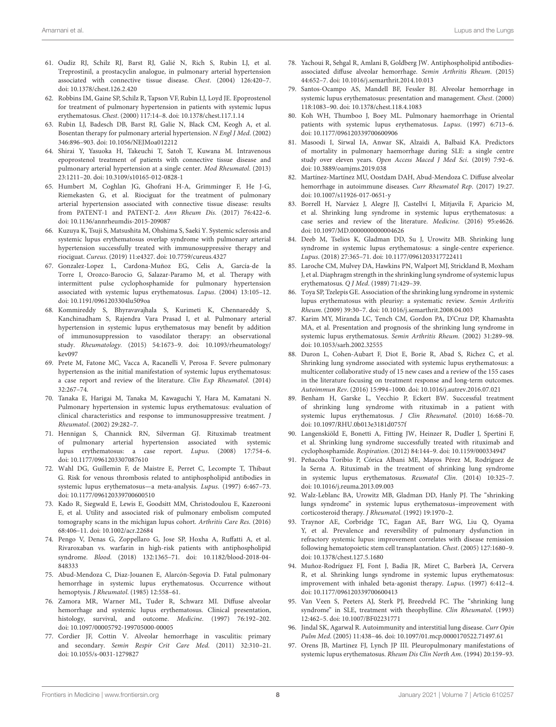61. Oudiz RJ, Schilz RJ, Barst RJ, Galié N, Rich S, Rubin LJ, et al. Treprostinil, a prostacyclin analogue, in pulmonary arterial hypertension associated with connective tissue disease. *Chest*. (2004) 126:420–7. doi: 10.1378/chest.126.2.420
62. Robbins IM, Gaine SP, Schilz R, Tapson VF, Rubin LJ, Loyd JE. Epoprostenol for treatment of pulmonary hypertension in patients with systemic lupus erythematosus. *Chest*. (2000) 117:14–8. doi: 10.1378/chest.117.1.14
63. Rubin LJ, Badesch DB, Barst RJ, Galie N, Black CM, Keogh A, et al. Bosentan therapy for pulmonary arterial hypertension. *N Engl J Med*. (2002) 346:896–903. doi: 10.1056/NEJMoa012212
64. Shirai Y, Yasuoka H, Takeuchi T, Satoh T, Kuwana M. Intravenous epoprostenol treatment of patients with connective tissue disease and pulmonary arterial hypertension at a single center. *Mod Rheumatol*. (2013) 23:1211–20. doi: 10.3109/s10165-012-0828-1
65. Humbert M, Coghlan JG, Ghofrani H-A, Grimminger F, He J-G, Riemekasten G, et al. Riociguat for the treatment of pulmonary arterial hypertension associated with connective tissue disease: results from PATENT-1 and PATENT-2. *Ann Rheum Dis*. (2017) 76:422–6. doi: 10.1136/annrheumdis-2015-209087
66. Kuzuya K, Tsuji S, Matsushita M, Ohshima S, Saeki Y. Systemic sclerosis and systemic lupus erythematosus overlap syndrome with pulmonary arterial hypertension successfully treated with immunosuppressive therapy and riociguat. *Cureus*. (2019) 11:e4327. doi: 10.7759/cureus.4327
67. Gonzalez-Lopez L, Cardona-Muñoz EG, Celis A, García-de la Torre I, Orozco-Barocio G, Salazar-Paramo M, et al. Therapy with intermittent pulse cyclophosphamide for pulmonary hypertension associated with systemic lupus erythematosus. *Lupus*. (2004) 13:105–12. doi: 10.1191/0961203304lu509oa
68. Kommireddy S, Bhyravavajhala S, Kurimeti K, Chennareddy S, Kanchinadham S, Rajendra Vara Prasad I, et al. Pulmonary arterial hypertension in systemic lupus erythematosus may benefit by addition of immunosuppression to vasodilator therapy: an observational study. *Rheumatology*. (2015) 54:1673–9. doi: 10.1093/rheumatology/kev097
69. Prete M, Fatone MC, Vacca A, Racanelli V, Perosa F. Severe pulmonary hypertension as the initial manifestation of systemic lupus erythematosus: a case report and review of the literature. *Clin Exp Rheumatol*. (2014) 32:267–74.
70. Tanaka E, Harigai M, Tanaka M, Kawaguchi Y, Hara M, Kamatani N. Pulmonary hypertension in systemic lupus erythematosus: evaluation of clinical characteristics and response to immunosuppressive treatment. *J Rheumatol*. (2002) 29:282–7.
71. Hennigan S, Channick RN, Silverman GJ. Rituximab treatment of pulmonary arterial hypertension associated with systemic lupus erythematosus: a case report. *Lupus*. (2008) 17:754–6. doi: 10.1177/0961203307087610
72. Wahl DG, Guillemin F, de Maistre E, Perret C, Lecompte T, Thibaut G. Risk for venous thrombosis related to antiphospholipid antibodies in systemic lupus erythematosus—a meta-analysis. *Lupus*. (1997) 6:467–73. doi: 10.1177/096120339700600510
73. Kado R, Siegwald E, Lewis E, Goodsitt MM, Christodoulou E, Kazerooni E, et al. Utility and associated risk of pulmonary embolism computed tomography scans in the michigan lupus cohort. *Arthritis Care Res*. (2016) 68:406–11. doi: 10.1002/acr.22684
74. Pengo V, Denas G, Zoppellaro G, Jose SP, Hoxha A, Ruffatti A, et al. Rivaroxaban vs. warfarin in high-risk patients with antiphospholipid syndrome. *Blood*. (2018) 132:1365–71. doi: 10.1182/blood-2018-04-848333
75. Abud-Mendoza C, Diaz-Jouanen E, Alarcón-Segovia D. Fatal pulmonary hemorrhage in systemic lupus erythematosus. Occurrence without hemoptysis. *J Rheumatol*. (1985) 12:558–61.
76. Zamora MR, Warner ML, Tuder R, Schwarz MI. Diffuse alveolar hemorrhage and systemic lupus erythematosus. Clinical presentation, histology, survival, and outcome. *Medicine*. (1997) 76:192–202. doi: 10.1097/00005792-199705000-00005
77. Cordier JF, Cottin V. Alveolar hemorrhage in vasculitis: primary and secondary. *Semin Respir Crit Care Med*. (2011) 32:310–21. doi: 10.1055/s-0031-1279827
78. Yachoui R, Sehgal R, Amlani B, Goldberg JW. Antiphospholipid antibodies-associated diffuse alveolar hemorrhage. *Semin Arthritis Rheum*. (2015) 44:652–7. doi: 10.1016/j.semarthrit.2014.10.013
79. Santos-Ocampo AS, Mandell BF, Fessler BJ. Alveolar hemorrhage in systemic lupus erythematosus: presentation and management. *Chest*. (2000) 118:1083–90. doi: 10.1378/chest.118.4.1083
80. Koh WH, Thumboo J, Boey ML. Pulmonary haemorrhage in Oriental patients with systemic lupus erythematosus. *Lupus*. (1997) 6:713–6. doi: 10.1177/096120339700600906
81. Masoodi I, Sirwal IA, Anwar SK, Alzaidi A, Balbaid KA. Predictors of mortality in pulmonary haemorrhage during SLE: a single centre study over eleven years. *Open Access Maced J Med Sci*. (2019) 7:92–6. doi: 10.3889/oamjms.2019.038
82. Martínez-Martínez MU, Oostdam DAH, Abud-Mendoza C. Diffuse alveolar hemorrhage in autoimmune diseases. *Curr Rheumatol Rep*. (2017) 19:27. doi: 10.1007/s11926-017-0651-y
83. Borrell H, Narváez J, Alegre JJ, Castellví I, Mitjavila F, Aparicio M, et al. Shrinking lung syndrome in systemic lupus erythematosus: a case series and review of the literature. *Medicine*. (2016) 95:e4626. doi: 10.1097/MD.0000000000004626
84. Deeb M, Tselios K, Gladman DD, Su J, Urowitz MB. Shrinking lung syndrome in systemic lupus erythematosus: a single-centre experience. *Lupus*. (2018) 27:365–71. doi: 10.1177/0961203317722411
85. Laroche CM, Mulvey DA, Hawkins PN, Walport MJ, Strickland B, Moxham J, et al. Diaphragm strength in the shrinking lung syndrome of systemic lupus erythematosus. *Q J Med*. (1989) 71:429–39.
86. Toya SP, Tzelepis GE. Association of the shrinking lung syndrome in systemic lupus erythematosus with pleurisy: a systematic review. *Semin Arthritis Rheum*. (2009) 39:30–7. doi: 10.1016/j.semarthrit.2008.04.003
87. Karim MY, Miranda LC, Tench CM, Gordon PA, D'Cruz DP, Khamashta MA, et al. Presentation and prognosis of the shrinking lung syndrome in systemic lupus erythematosus. *Semin Arthritis Rheum*. (2002) 31:289–98. doi: 10.1053/sarh.2002.32555
88. Duron L, Cohen-Aubart F, Diot E, Borie R, Abad S, Richez C, et al. Shrinking lung syndrome associated with systemic lupus erythematosus: a multicenter collaborative study of 15 new cases and a review of the 155 cases in the literature focusing on treatment response and long-term outcomes. *Autoimmun Rev*. (2016) 15:994–1000. doi: 10.1016/j.autrev.2016.07.021
89. Benham H, Garske L, Vecchio P, Eckert BW. Successful treatment of shrinking lung syndrome with rituximab in a patient with systemic lupus erythematosus. *J Clin Rheumatol*. (2010) 16:68–70. doi: 10.1097/RHU.0b013e3181d0757f
90. Langenskiöld E, Bonetti A, Fitting JW, Heinzer R, Dudler J, Spertini F, et al. Shrinking lung syndrome successfully treated with rituximab and cyclophosphamide. *Respiration*. (2012) 84:144–9. doi: 10.1159/000334947
91. Peñacoba Toribio P, Córica Albani ME, Mayos Pérez M, Rodríguez de la Serna A. Rituximab in the treatment of shrinking lung syndrome in systemic lupus erythematosus. *Reumatol Clin*. (2014) 10:325–7. doi: 10.1016/j.reuma.2013.09.003
92. Walz-Leblanc BA, Urowitz MB, Gladman DD, Hanly PJ. The "shrinking lungs syndrome" in systemic lupus erythematosus–improvement with corticosteroid therapy. *J Rheumatol*. (1992) 19:1970–2.
93. Traynor AE, Corbridge TC, Eagan AE, Barr WG, Liu Q, Oyama Y, et al. Prevalence and reversibility of pulmonary dysfunction in refractory systemic lupus: improvement correlates with disease remission following hematopoietic stem cell transplantation. *Chest*. (2005) 127:1680–9. doi: 10.1378/chest.127.5.1680
94. Muñoz-Rodríguez FJ, Font J, Badia JR, Miret C, Barberà JA, Cervera R, et al. Shrinking lungs syndrome in systemic lupus erythematosus: improvement with inhaled beta-agonist therapy. *Lupus*. (1997) 6:412–4. doi: 10.1177/096120339700600413
95. Van Veen S, Peeters AJ, Sterk PJ, Breedveld FC. The "shrinking lung syndrome" in SLE, treatment with theophylline. *Clin Rheumatol*. (1993) 12:462–5. doi: 10.1007/BF02231771
96. Jindal SK, Agarwal R. Autoimmunity and interstitial lung disease. *Curr Opin Pulm Med*. (2005) 11:438–46. doi: 10.1097/01.mcp.0000170522.71497.61
97. Orens JB, Martinez FJ, Lynch JP III. Pleuropulmonary manifestations of systemic lupus erythematosus. *Rheum Dis Clin North Am*. (1994) 20:159–93.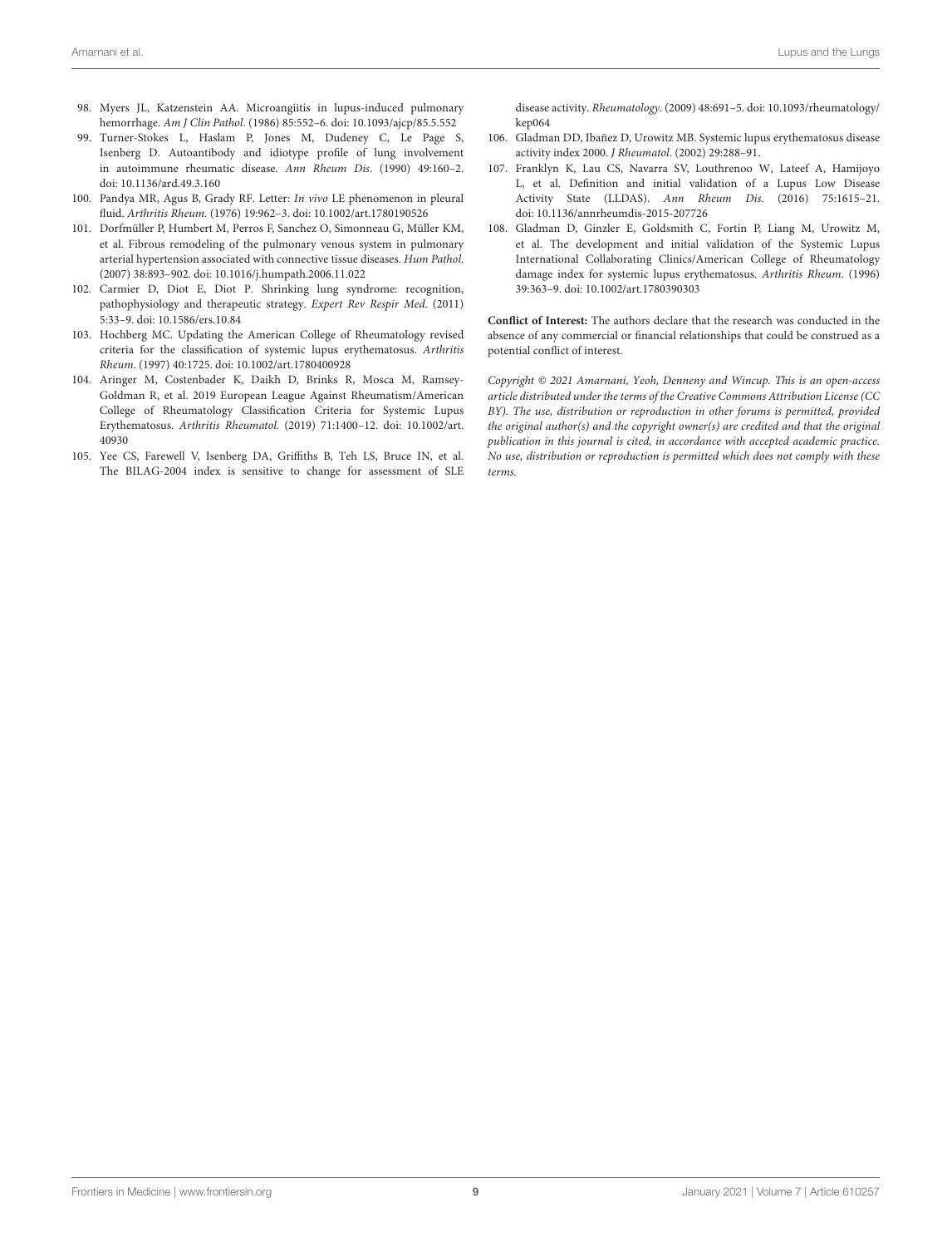98. Myers JL, Katzenstein AA. Microangiitis in lupus-induced pulmonary hemorrhage. *Am J Clin Pathol*. (1986) 85:552–6. doi: 10.1093/ajcp/85.5.552
99. Turner-Stokes L, Haslam P, Jones M, Dudeney C, Le Page S, Isenberg D. Autoantibody and idiotype profile of lung involvement in autoimmune rheumatic disease. *Ann Rheum Dis*. (1990) 49:160–2. doi: 10.1136/ard.49.3.160
100. Pandya MR, Agus B, Grady RF. Letter: *In vivo* LE phenomenon in pleural fluid. *Arthritis Rheum*. (1976) 19:962–3. doi: 10.1002/art.1780190526
101. Dorfmüller P, Humbert M, Perros F, Sanchez O, Simonneau G, Müller KM, et al. Fibrous remodeling of the pulmonary venous system in pulmonary arterial hypertension associated with connective tissue diseases. *Hum Pathol*. (2007) 38:893–902. doi: 10.1016/j.humpath.2006.11.022
102. Carmier D, Diot E, Diot P. Shrinking lung syndrome: recognition, pathophysiology and therapeutic strategy. *Expert Rev Respir Med*. (2011) 5:33–9. doi: 10.1586/ers.10.84
103. Hochberg MC. Updating the American College of Rheumatology revised criteria for the classification of systemic lupus erythematosus. *Arthritis Rheum*. (1997) 40:1725. doi: 10.1002/art.1780400928
104. Aringer M, Costenbader K, Daikh D, Brinks R, Mosca M, Ramsey-Goldman R, et al. 2019 European League Against Rheumatism/American College of Rheumatology Classification Criteria for Systemic Lupus Erythematosus. *Arthritis Rheumatol*. (2019) 71:1400–12. doi: 10.1002/art.40930
105. Yee CS, Farewell V, Isenberg DA, Griffiths B, Teh LS, Bruce IN, et al. The BILAG-2004 index is sensitive to change for assessment of SLE disease activity. *Rheumatology*. (2009) 48:691–5. doi: 10.1093/rheumatology/kep064
106. Gladman DD, Ibañez D, Urowitz MB. Systemic lupus erythematosus disease activity index 2000. *J Rheumatol*. (2002) 29:288–91.
107. Franklyn K, Lau CS, Navarra SV, Louthrenoo W, Lateef A, Hamijoyo L, et al. Definition and initial validation of a Lupus Low Disease Activity State (LLDAS). *Ann Rheum Dis*. (2016) 75:1615–21. doi: 10.1136/annrheumdis-2015-207726
108. Gladman D, Ginzler E, Goldsmith C, Fortin P, Liang M, Urowitz M, et al. The development and initial validation of the Systemic Lupus International Collaborating Clinics/American College of Rheumatology damage index for systemic lupus erythematosus. *Arthritis Rheum*. (1996) 39:363–9. doi: 10.1002/art.1780390303

**Conflict of Interest:** The authors declare that the research was conducted in the absence of any commercial or financial relationships that could be construed as a potential conflict of interest.

*Copyright © 2021 Amarnani, Yeoh, Denneny and Wincup. This is an open-access article distributed under the terms of the Creative Commons Attribution License (CC BY). The use, distribution or reproduction in other forums is permitted, provided the original author(s) and the copyright owner(s) are credited and that the original publication in this journal is cited, in accordance with accepted academic practice. No use, distribution or reproduction is permitted which does not comply with these terms.*